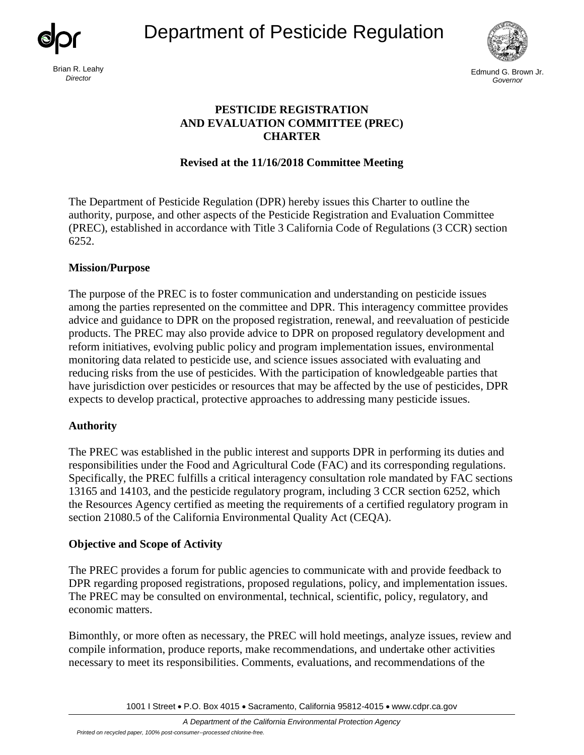# Department of Pesticide Regulation

Brian R. Leahy
*Director*

Edmund G. Brown Jr.
*Governor*

## PESTICIDE REGISTRATION AND EVALUATION COMMITTEE (PREC) CHARTER

### Revised at the 11/16/2018 Committee Meeting

The Department of Pesticide Regulation (DPR) hereby issues this Charter to outline the authority, purpose, and other aspects of the Pesticide Registration and Evaluation Committee (PREC), established in accordance with Title 3 California Code of Regulations (3 CCR) section 6252.

**Mission/Purpose**

The purpose of the PREC is to foster communication and understanding on pesticide issues among the parties represented on the committee and DPR. This interagency committee provides advice and guidance to DPR on the proposed registration, renewal, and reevaluation of pesticide products. The PREC may also provide advice to DPR on proposed regulatory development and reform initiatives, evolving public policy and program implementation issues, environmental monitoring data related to pesticide use, and science issues associated with evaluating and reducing risks from the use of pesticides. With the participation of knowledgeable parties that have jurisdiction over pesticides or resources that may be affected by the use of pesticides, DPR expects to develop practical, protective approaches to addressing many pesticide issues.

**Authority**

The PREC was established in the public interest and supports DPR in performing its duties and responsibilities under the Food and Agricultural Code (FAC) and its corresponding regulations. Specifically, the PREC fulfills a critical interagency consultation role mandated by FAC sections 13165 and 14103, and the pesticide regulatory program, including 3 CCR section 6252, which the Resources Agency certified as meeting the requirements of a certified regulatory program in section 21080.5 of the California Environmental Quality Act (CEQA).

**Objective and Scope of Activity**

The PREC provides a forum for public agencies to communicate with and provide feedback to DPR regarding proposed registrations, proposed regulations, policy, and implementation issues. The PREC may be consulted on environmental, technical, scientific, policy, regulatory, and economic matters.

Bimonthly, or more often as necessary, the PREC will hold meetings, analyze issues, review and compile information, produce reports, make recommendations, and undertake other activities necessary to meet its responsibilities. Comments, evaluations, and recommendations of the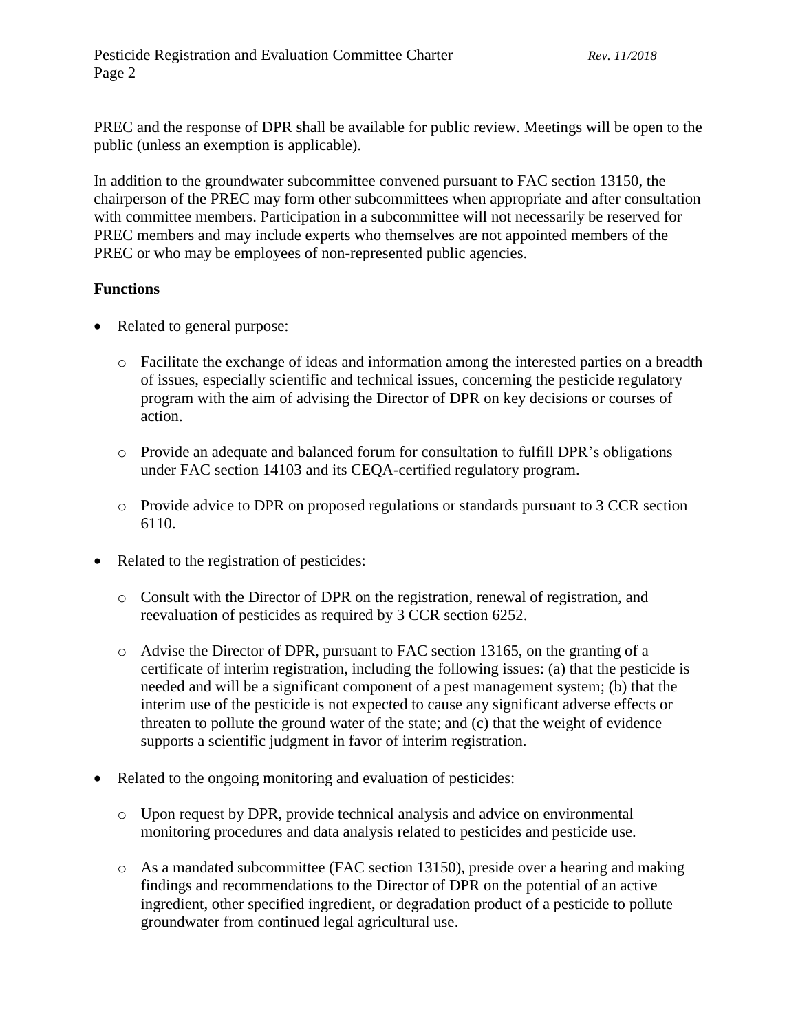PREC and the response of DPR shall be available for public review. Meetings will be open to the public (unless an exemption is applicable).

In addition to the groundwater subcommittee convened pursuant to FAC section 13150, the chairperson of the PREC may form other subcommittees when appropriate and after consultation with committee members. Participation in a subcommittee will not necessarily be reserved for PREC members and may include experts who themselves are not appointed members of the PREC or who may be employees of non-represented public agencies.

**Functions**

- Related to general purpose:
  - Facilitate the exchange of ideas and information among the interested parties on a breadth of issues, especially scientific and technical issues, concerning the pesticide regulatory program with the aim of advising the Director of DPR on key decisions or courses of action.
  - Provide an adequate and balanced forum for consultation to fulfill DPR's obligations under FAC section 14103 and its CEQA-certified regulatory program.
  - Provide advice to DPR on proposed regulations or standards pursuant to 3 CCR section 6110.
- Related to the registration of pesticides:
  - Consult with the Director of DPR on the registration, renewal of registration, and reevaluation of pesticides as required by 3 CCR section 6252.
  - Advise the Director of DPR, pursuant to FAC section 13165, on the granting of a certificate of interim registration, including the following issues: (a) that the pesticide is needed and will be a significant component of a pest management system; (b) that the interim use of the pesticide is not expected to cause any significant adverse effects or threaten to pollute the ground water of the state; and (c) that the weight of evidence supports a scientific judgment in favor of interim registration.
- Related to the ongoing monitoring and evaluation of pesticides:
  - Upon request by DPR, provide technical analysis and advice on environmental monitoring procedures and data analysis related to pesticides and pesticide use.
  - As a mandated subcommittee (FAC section 13150), preside over a hearing and making findings and recommendations to the Director of DPR on the potential of an active ingredient, other specified ingredient, or degradation product of a pesticide to pollute groundwater from continued legal agricultural use.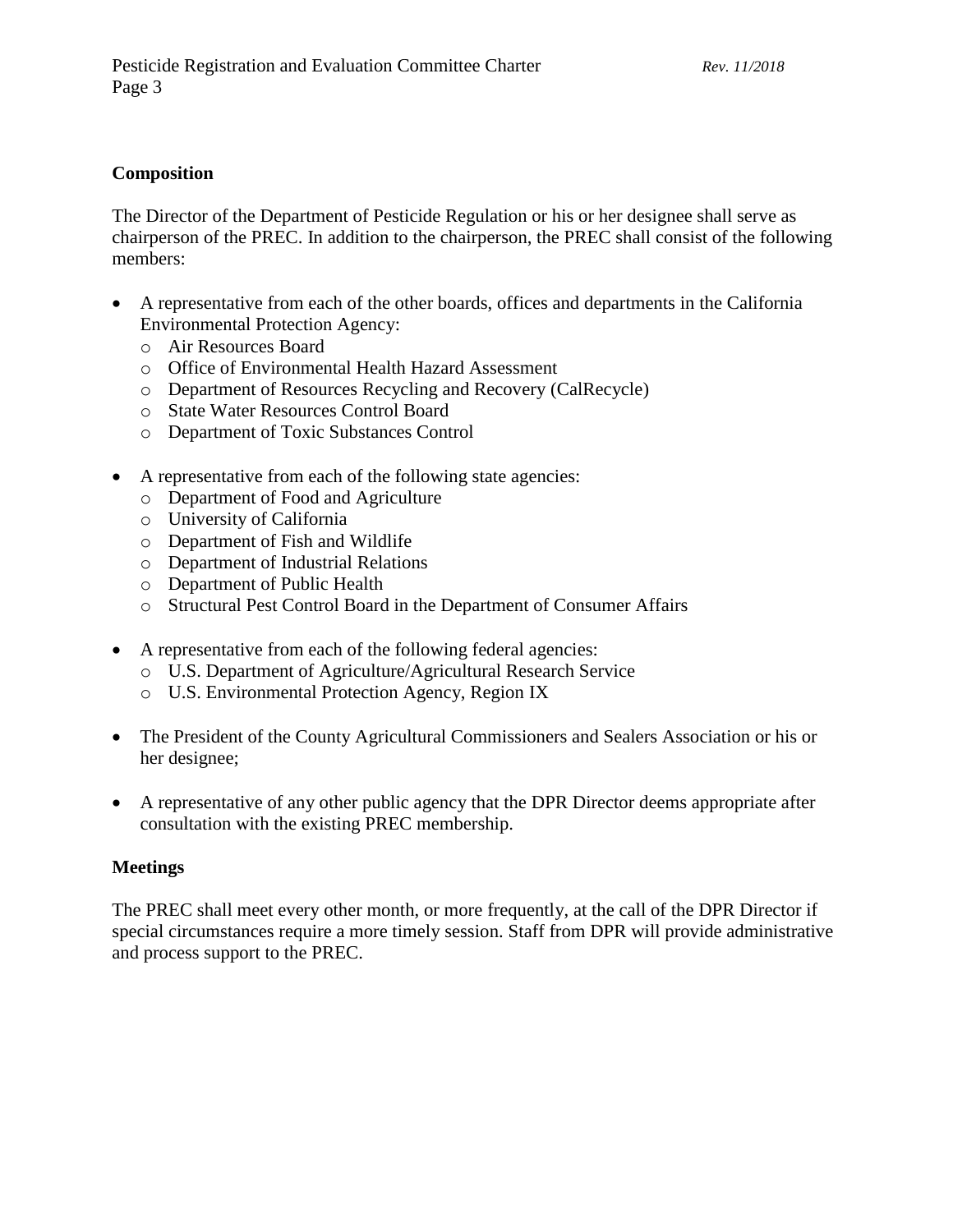**Composition**

The Director of the Department of Pesticide Regulation or his or her designee shall serve as chairperson of the PREC. In addition to the chairperson, the PREC shall consist of the following members:

- A representative from each of the other boards, offices and departments in the California Environmental Protection Agency:
  - Air Resources Board
  - Office of Environmental Health Hazard Assessment
  - Department of Resources Recycling and Recovery (CalRecycle)
  - State Water Resources Control Board
  - Department of Toxic Substances Control

- A representative from each of the following state agencies:
  - Department of Food and Agriculture
  - University of California
  - Department of Fish and Wildlife
  - Department of Industrial Relations
  - Department of Public Health
  - Structural Pest Control Board in the Department of Consumer Affairs

- A representative from each of the following federal agencies:
  - U.S. Department of Agriculture/Agricultural Research Service
  - U.S. Environmental Protection Agency, Region IX

- The President of the County Agricultural Commissioners and Sealers Association or his or her designee;

- A representative of any other public agency that the DPR Director deems appropriate after consultation with the existing PREC membership.

**Meetings**

The PREC shall meet every other month, or more frequently, at the call of the DPR Director if special circumstances require a more timely session. Staff from DPR will provide administrative and process support to the PREC.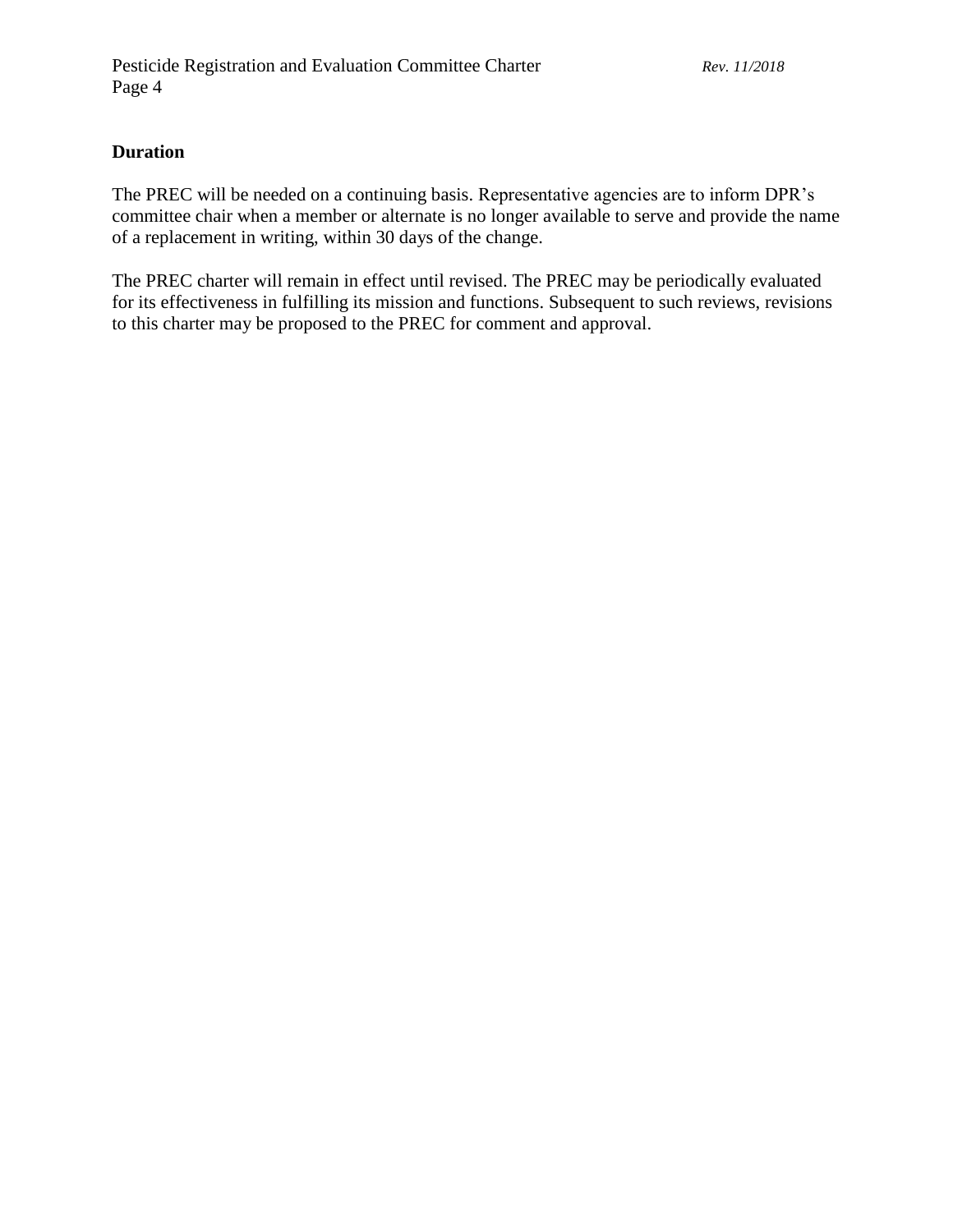## Duration

The PREC will be needed on a continuing basis. Representative agencies are to inform DPR's committee chair when a member or alternate is no longer available to serve and provide the name of a replacement in writing, within 30 days of the change.

The PREC charter will remain in effect until revised. The PREC may be periodically evaluated for its effectiveness in fulfilling its mission and functions. Subsequent to such reviews, revisions to this charter may be proposed to the PREC for comment and approval.